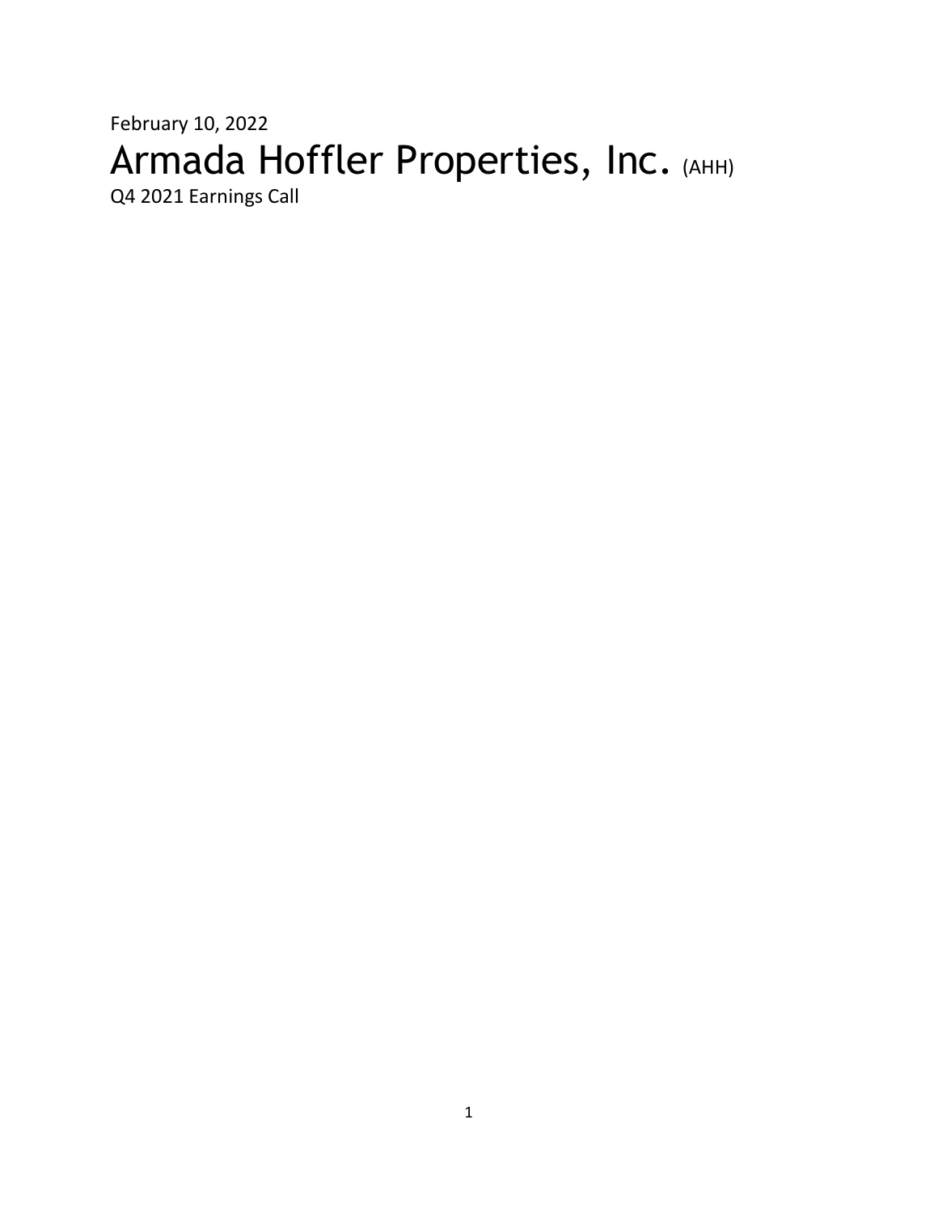February 10, 2022

# Armada Hoffler Properties, Inc. (AHH)

Q4 2021 Earnings Call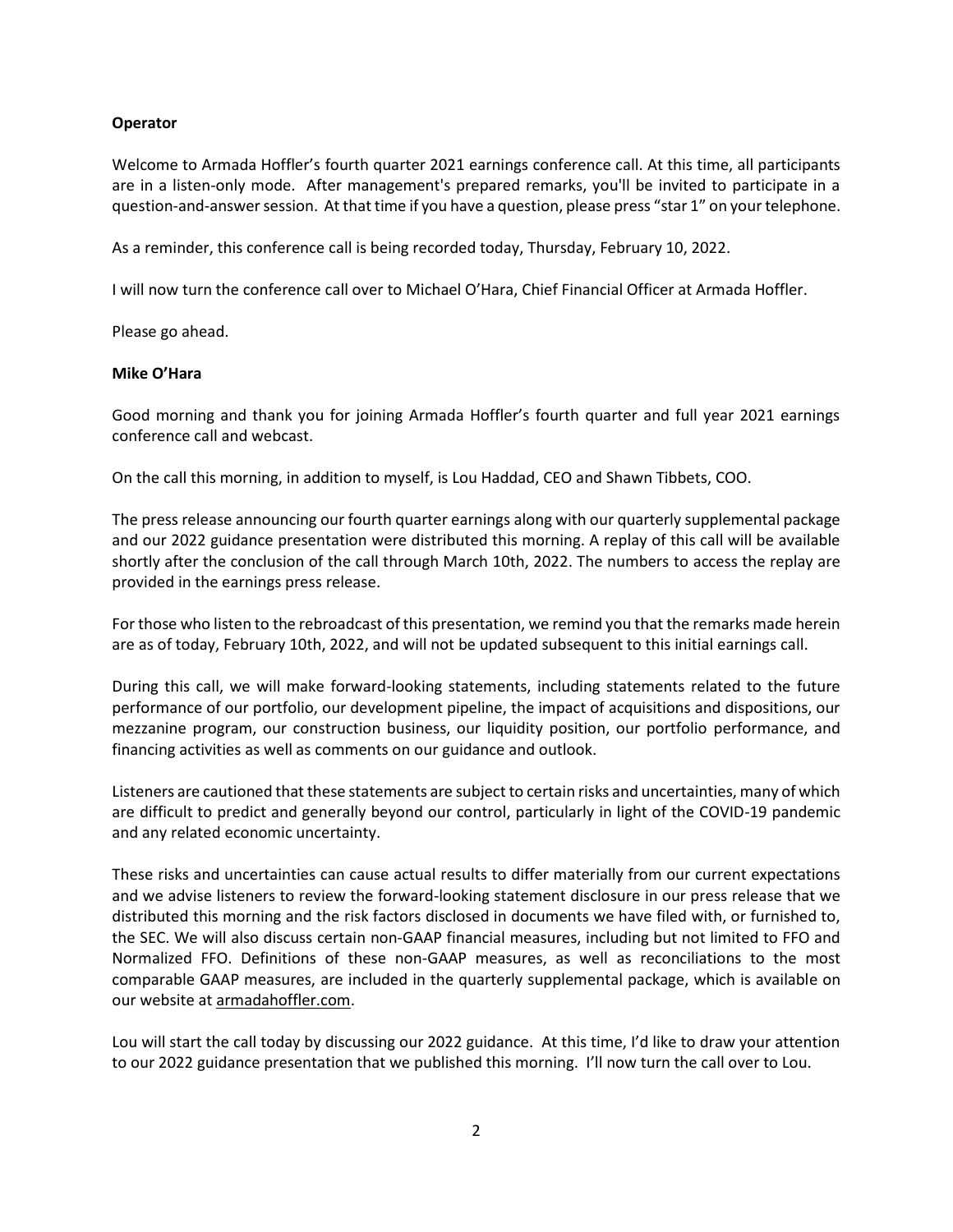**Operator**

Welcome to Armada Hoffler's fourth quarter 2021 earnings conference call. At this time, all participants are in a listen-only mode. After management's prepared remarks, you'll be invited to participate in a question-and-answer session. At that time if you have a question, please press "star 1" on your telephone.

As a reminder, this conference call is being recorded today, Thursday, February 10, 2022.

I will now turn the conference call over to Michael O'Hara, Chief Financial Officer at Armada Hoffler.

Please go ahead.

**Mike O'Hara**

Good morning and thank you for joining Armada Hoffler's fourth quarter and full year 2021 earnings conference call and webcast.

On the call this morning, in addition to myself, is Lou Haddad, CEO and Shawn Tibbets, COO.

The press release announcing our fourth quarter earnings along with our quarterly supplemental package and our 2022 guidance presentation were distributed this morning. A replay of this call will be available shortly after the conclusion of the call through March 10th, 2022. The numbers to access the replay are provided in the earnings press release.

For those who listen to the rebroadcast of this presentation, we remind you that the remarks made herein are as of today, February 10th, 2022, and will not be updated subsequent to this initial earnings call.

During this call, we will make forward-looking statements, including statements related to the future performance of our portfolio, our development pipeline, the impact of acquisitions and dispositions, our mezzanine program, our construction business, our liquidity position, our portfolio performance, and financing activities as well as comments on our guidance and outlook.

Listeners are cautioned that these statements are subject to certain risks and uncertainties, many of which are difficult to predict and generally beyond our control, particularly in light of the COVID-19 pandemic and any related economic uncertainty.

These risks and uncertainties can cause actual results to differ materially from our current expectations and we advise listeners to review the forward-looking statement disclosure in our press release that we distributed this morning and the risk factors disclosed in documents we have filed with, or furnished to, the SEC. We will also discuss certain non-GAAP financial measures, including but not limited to FFO and Normalized FFO. Definitions of these non-GAAP measures, as well as reconciliations to the most comparable GAAP measures, are included in the quarterly supplemental package, which is available on our website at armadahoffler.com.

Lou will start the call today by discussing our 2022 guidance. At this time, I'd like to draw your attention to our 2022 guidance presentation that we published this morning. I'll now turn the call over to Lou.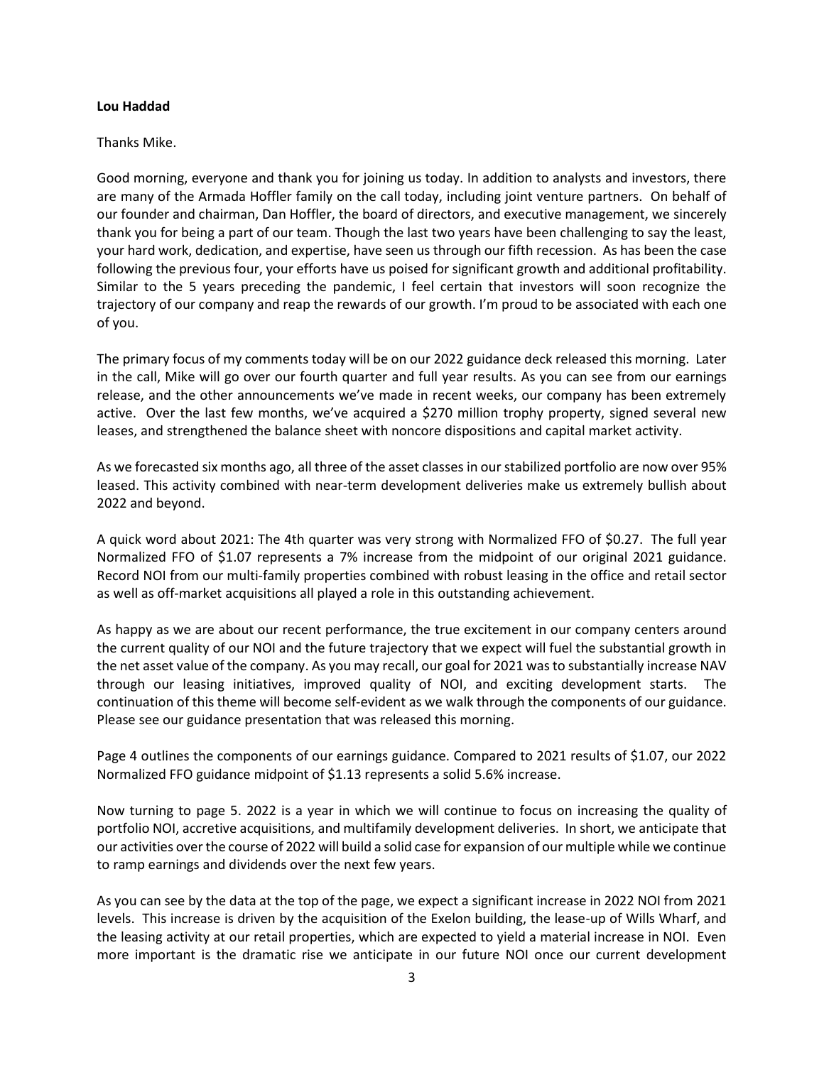**Lou Haddad**

Thanks Mike.

Good morning, everyone and thank you for joining us today. In addition to analysts and investors, there are many of the Armada Hoffler family on the call today, including joint venture partners. On behalf of our founder and chairman, Dan Hoffler, the board of directors, and executive management, we sincerely thank you for being a part of our team. Though the last two years have been challenging to say the least, your hard work, dedication, and expertise, have seen us through our fifth recession. As has been the case following the previous four, your efforts have us poised for significant growth and additional profitability. Similar to the 5 years preceding the pandemic, I feel certain that investors will soon recognize the trajectory of our company and reap the rewards of our growth. I'm proud to be associated with each one of you.

The primary focus of my comments today will be on our 2022 guidance deck released this morning. Later in the call, Mike will go over our fourth quarter and full year results. As you can see from our earnings release, and the other announcements we've made in recent weeks, our company has been extremely active. Over the last few months, we've acquired a $270 million trophy property, signed several new leases, and strengthened the balance sheet with noncore dispositions and capital market activity.

As we forecasted six months ago, all three of the asset classes in our stabilized portfolio are now over 95% leased. This activity combined with near-term development deliveries make us extremely bullish about 2022 and beyond.

A quick word about 2021: The 4th quarter was very strong with Normalized FFO of $0.27. The full year Normalized FFO of $1.07 represents a 7% increase from the midpoint of our original 2021 guidance. Record NOI from our multi-family properties combined with robust leasing in the office and retail sector as well as off-market acquisitions all played a role in this outstanding achievement.

As happy as we are about our recent performance, the true excitement in our company centers around the current quality of our NOI and the future trajectory that we expect will fuel the substantial growth in the net asset value of the company. As you may recall, our goal for 2021 was to substantially increase NAV through our leasing initiatives, improved quality of NOI, and exciting development starts. The continuation of this theme will become self-evident as we walk through the components of our guidance. Please see our guidance presentation that was released this morning.

Page 4 outlines the components of our earnings guidance. Compared to 2021 results of $1.07, our 2022 Normalized FFO guidance midpoint of $1.13 represents a solid 5.6% increase.

Now turning to page 5. 2022 is a year in which we will continue to focus on increasing the quality of portfolio NOI, accretive acquisitions, and multifamily development deliveries. In short, we anticipate that our activities over the course of 2022 will build a solid case for expansion of our multiple while we continue to ramp earnings and dividends over the next few years.

As you can see by the data at the top of the page, we expect a significant increase in 2022 NOI from 2021 levels. This increase is driven by the acquisition of the Exelon building, the lease-up of Wills Wharf, and the leasing activity at our retail properties, which are expected to yield a material increase in NOI. Even more important is the dramatic rise we anticipate in our future NOI once our current development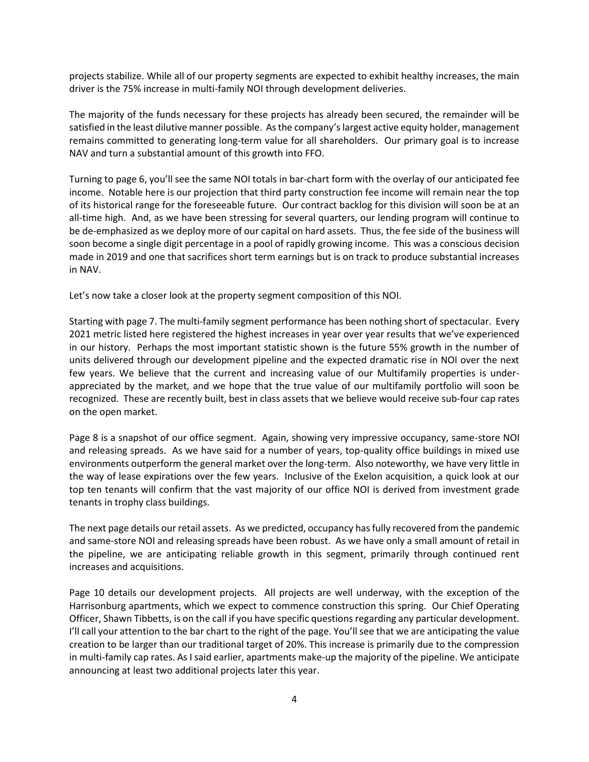projects stabilize. While all of our property segments are expected to exhibit healthy increases, the main driver is the 75% increase in multi-family NOI through development deliveries.

The majority of the funds necessary for these projects has already been secured, the remainder will be satisfied in the least dilutive manner possible. As the company's largest active equity holder, management remains committed to generating long-term value for all shareholders. Our primary goal is to increase NAV and turn a substantial amount of this growth into FFO.

Turning to page 6, you'll see the same NOI totals in bar-chart form with the overlay of our anticipated fee income. Notable here is our projection that third party construction fee income will remain near the top of its historical range for the foreseeable future. Our contract backlog for this division will soon be at an all-time high. And, as we have been stressing for several quarters, our lending program will continue to be de-emphasized as we deploy more of our capital on hard assets. Thus, the fee side of the business will soon become a single digit percentage in a pool of rapidly growing income. This was a conscious decision made in 2019 and one that sacrifices short term earnings but is on track to produce substantial increases in NAV.

Let's now take a closer look at the property segment composition of this NOI.

Starting with page 7. The multi-family segment performance has been nothing short of spectacular. Every 2021 metric listed here registered the highest increases in year over year results that we've experienced in our history. Perhaps the most important statistic shown is the future 55% growth in the number of units delivered through our development pipeline and the expected dramatic rise in NOI over the next few years. We believe that the current and increasing value of our Multifamily properties is under-appreciated by the market, and we hope that the true value of our multifamily portfolio will soon be recognized. These are recently built, best in class assets that we believe would receive sub-four cap rates on the open market.

Page 8 is a snapshot of our office segment. Again, showing very impressive occupancy, same-store NOI and releasing spreads. As we have said for a number of years, top-quality office buildings in mixed use environments outperform the general market over the long-term. Also noteworthy, we have very little in the way of lease expirations over the few years. Inclusive of the Exelon acquisition, a quick look at our top ten tenants will confirm that the vast majority of our office NOI is derived from investment grade tenants in trophy class buildings.

The next page details our retail assets. As we predicted, occupancy has fully recovered from the pandemic and same-store NOI and releasing spreads have been robust. As we have only a small amount of retail in the pipeline, we are anticipating reliable growth in this segment, primarily through continued rent increases and acquisitions.

Page 10 details our development projects. All projects are well underway, with the exception of the Harrisonburg apartments, which we expect to commence construction this spring. Our Chief Operating Officer, Shawn Tibbetts, is on the call if you have specific questions regarding any particular development. I'll call your attention to the bar chart to the right of the page. You'll see that we are anticipating the value creation to be larger than our traditional target of 20%. This increase is primarily due to the compression in multi-family cap rates. As I said earlier, apartments make-up the majority of the pipeline. We anticipate announcing at least two additional projects later this year.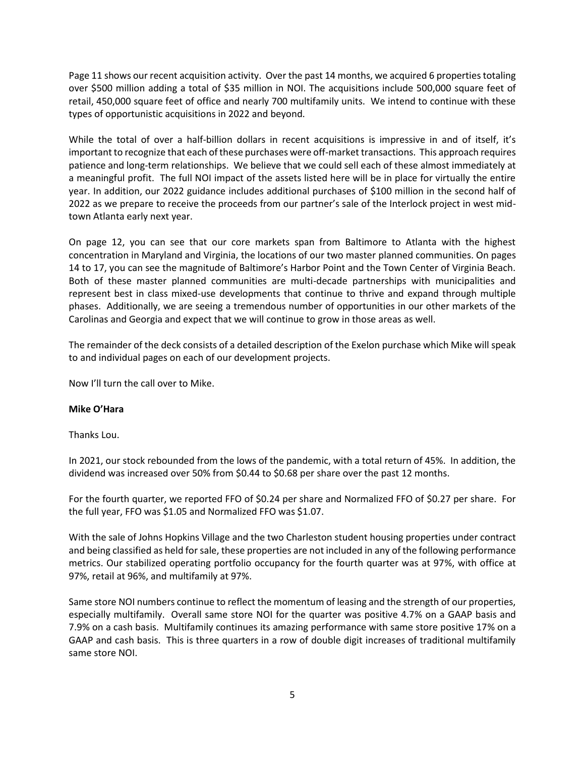Page 11 shows our recent acquisition activity. Over the past 14 months, we acquired 6 properties totaling over $500 million adding a total of $35 million in NOI. The acquisitions include 500,000 square feet of retail, 450,000 square feet of office and nearly 700 multifamily units. We intend to continue with these types of opportunistic acquisitions in 2022 and beyond.

While the total of over a half-billion dollars in recent acquisitions is impressive in and of itself, it's important to recognize that each of these purchases were off-market transactions. This approach requires patience and long-term relationships. We believe that we could sell each of these almost immediately at a meaningful profit. The full NOI impact of the assets listed here will be in place for virtually the entire year. In addition, our 2022 guidance includes additional purchases of $100 million in the second half of 2022 as we prepare to receive the proceeds from our partner's sale of the Interlock project in west mid-town Atlanta early next year.

On page 12, you can see that our core markets span from Baltimore to Atlanta with the highest concentration in Maryland and Virginia, the locations of our two master planned communities. On pages 14 to 17, you can see the magnitude of Baltimore's Harbor Point and the Town Center of Virginia Beach. Both of these master planned communities are multi-decade partnerships with municipalities and represent best in class mixed-use developments that continue to thrive and expand through multiple phases. Additionally, we are seeing a tremendous number of opportunities in our other markets of the Carolinas and Georgia and expect that we will continue to grow in those areas as well.

The remainder of the deck consists of a detailed description of the Exelon purchase which Mike will speak to and individual pages on each of our development projects.

Now I'll turn the call over to Mike.

**Mike O'Hara**

Thanks Lou.

In 2021, our stock rebounded from the lows of the pandemic, with a total return of 45%. In addition, the dividend was increased over 50% from $0.44 to $0.68 per share over the past 12 months.

For the fourth quarter, we reported FFO of $0.24 per share and Normalized FFO of $0.27 per share. For the full year, FFO was $1.05 and Normalized FFO was $1.07.

With the sale of Johns Hopkins Village and the two Charleston student housing properties under contract and being classified as held for sale, these properties are not included in any of the following performance metrics. Our stabilized operating portfolio occupancy for the fourth quarter was at 97%, with office at 97%, retail at 96%, and multifamily at 97%.

Same store NOI numbers continue to reflect the momentum of leasing and the strength of our properties, especially multifamily. Overall same store NOI for the quarter was positive 4.7% on a GAAP basis and 7.9% on a cash basis. Multifamily continues its amazing performance with same store positive 17% on a GAAP and cash basis. This is three quarters in a row of double digit increases of traditional multifamily same store NOI.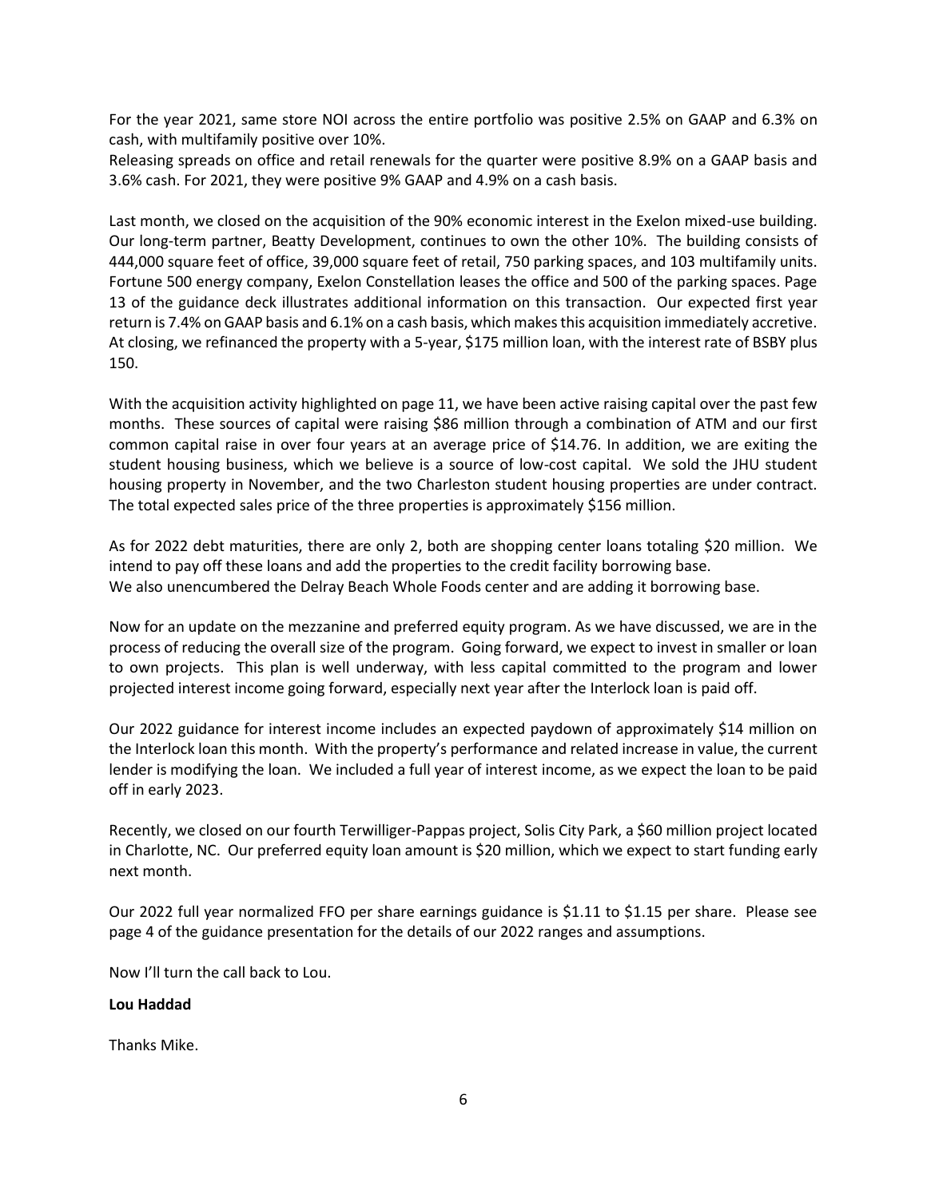For the year 2021, same store NOI across the entire portfolio was positive 2.5% on GAAP and 6.3% on cash, with multifamily positive over 10%.
Releasing spreads on office and retail renewals for the quarter were positive 8.9% on a GAAP basis and 3.6% cash. For 2021, they were positive 9% GAAP and 4.9% on a cash basis.

Last month, we closed on the acquisition of the 90% economic interest in the Exelon mixed-use building. Our long-term partner, Beatty Development, continues to own the other 10%. The building consists of 444,000 square feet of office, 39,000 square feet of retail, 750 parking spaces, and 103 multifamily units. Fortune 500 energy company, Exelon Constellation leases the office and 500 of the parking spaces. Page 13 of the guidance deck illustrates additional information on this transaction. Our expected first year return is 7.4% on GAAP basis and 6.1% on a cash basis, which makes this acquisition immediately accretive. At closing, we refinanced the property with a 5-year, $175 million loan, with the interest rate of BSBY plus 150.

With the acquisition activity highlighted on page 11, we have been active raising capital over the past few months. These sources of capital were raising $86 million through a combination of ATM and our first common capital raise in over four years at an average price of $14.76. In addition, we are exiting the student housing business, which we believe is a source of low-cost capital. We sold the JHU student housing property in November, and the two Charleston student housing properties are under contract. The total expected sales price of the three properties is approximately $156 million.

As for 2022 debt maturities, there are only 2, both are shopping center loans totaling $20 million. We intend to pay off these loans and add the properties to the credit facility borrowing base.
We also unencumbered the Delray Beach Whole Foods center and are adding it borrowing base.

Now for an update on the mezzanine and preferred equity program. As we have discussed, we are in the process of reducing the overall size of the program. Going forward, we expect to invest in smaller or loan to own projects. This plan is well underway, with less capital committed to the program and lower projected interest income going forward, especially next year after the Interlock loan is paid off.

Our 2022 guidance for interest income includes an expected paydown of approximately $14 million on the Interlock loan this month. With the property's performance and related increase in value, the current lender is modifying the loan. We included a full year of interest income, as we expect the loan to be paid off in early 2023.

Recently, we closed on our fourth Terwilliger-Pappas project, Solis City Park, a $60 million project located in Charlotte, NC. Our preferred equity loan amount is $20 million, which we expect to start funding early next month.

Our 2022 full year normalized FFO per share earnings guidance is $1.11 to $1.15 per share. Please see page 4 of the guidance presentation for the details of our 2022 ranges and assumptions.

Now I'll turn the call back to Lou.

**Lou Haddad**

Thanks Mike.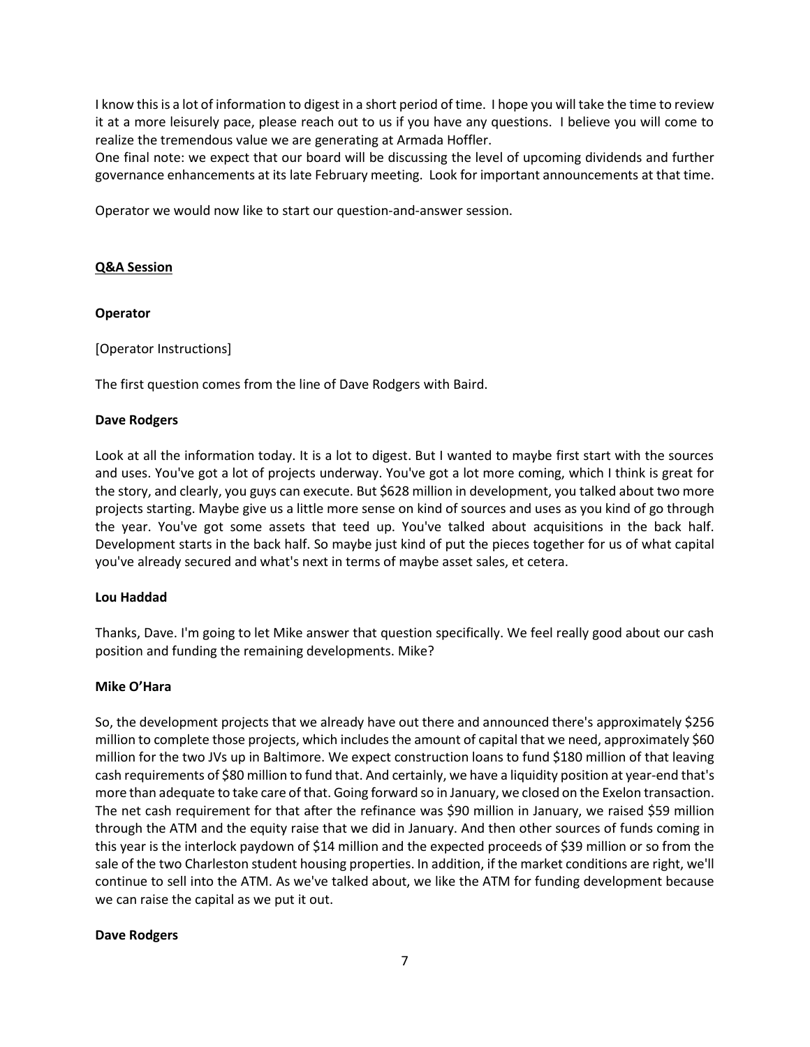I know this is a lot of information to digest in a short period of time. I hope you will take the time to review it at a more leisurely pace, please reach out to us if you have any questions. I believe you will come to realize the tremendous value we are generating at Armada Hoffler.

One final note: we expect that our board will be discussing the level of upcoming dividends and further governance enhancements at its late February meeting. Look for important announcements at that time.

Operator we would now like to start our question-and-answer session.

**Q&A Session**

**Operator**

[Operator Instructions]

The first question comes from the line of Dave Rodgers with Baird.

**Dave Rodgers**

Look at all the information today. It is a lot to digest. But I wanted to maybe first start with the sources and uses. You've got a lot of projects underway. You've got a lot more coming, which I think is great for the story, and clearly, you guys can execute. But $628 million in development, you talked about two more projects starting. Maybe give us a little more sense on kind of sources and uses as you kind of go through the year. You've got some assets that teed up. You've talked about acquisitions in the back half. Development starts in the back half. So maybe just kind of put the pieces together for us of what capital you've already secured and what's next in terms of maybe asset sales, et cetera.

**Lou Haddad**

Thanks, Dave. I'm going to let Mike answer that question specifically. We feel really good about our cash position and funding the remaining developments. Mike?

**Mike O'Hara**

So, the development projects that we already have out there and announced there's approximately $256 million to complete those projects, which includes the amount of capital that we need, approximately $60 million for the two JVs up in Baltimore. We expect construction loans to fund $180 million of that leaving cash requirements of $80 million to fund that. And certainly, we have a liquidity position at year-end that's more than adequate to take care of that. Going forward so in January, we closed on the Exelon transaction. The net cash requirement for that after the refinance was $90 million in January, we raised $59 million through the ATM and the equity raise that we did in January. And then other sources of funds coming in this year is the interlock paydown of $14 million and the expected proceeds of $39 million or so from the sale of the two Charleston student housing properties. In addition, if the market conditions are right, we'll continue to sell into the ATM. As we've talked about, we like the ATM for funding development because we can raise the capital as we put it out.

**Dave Rodgers**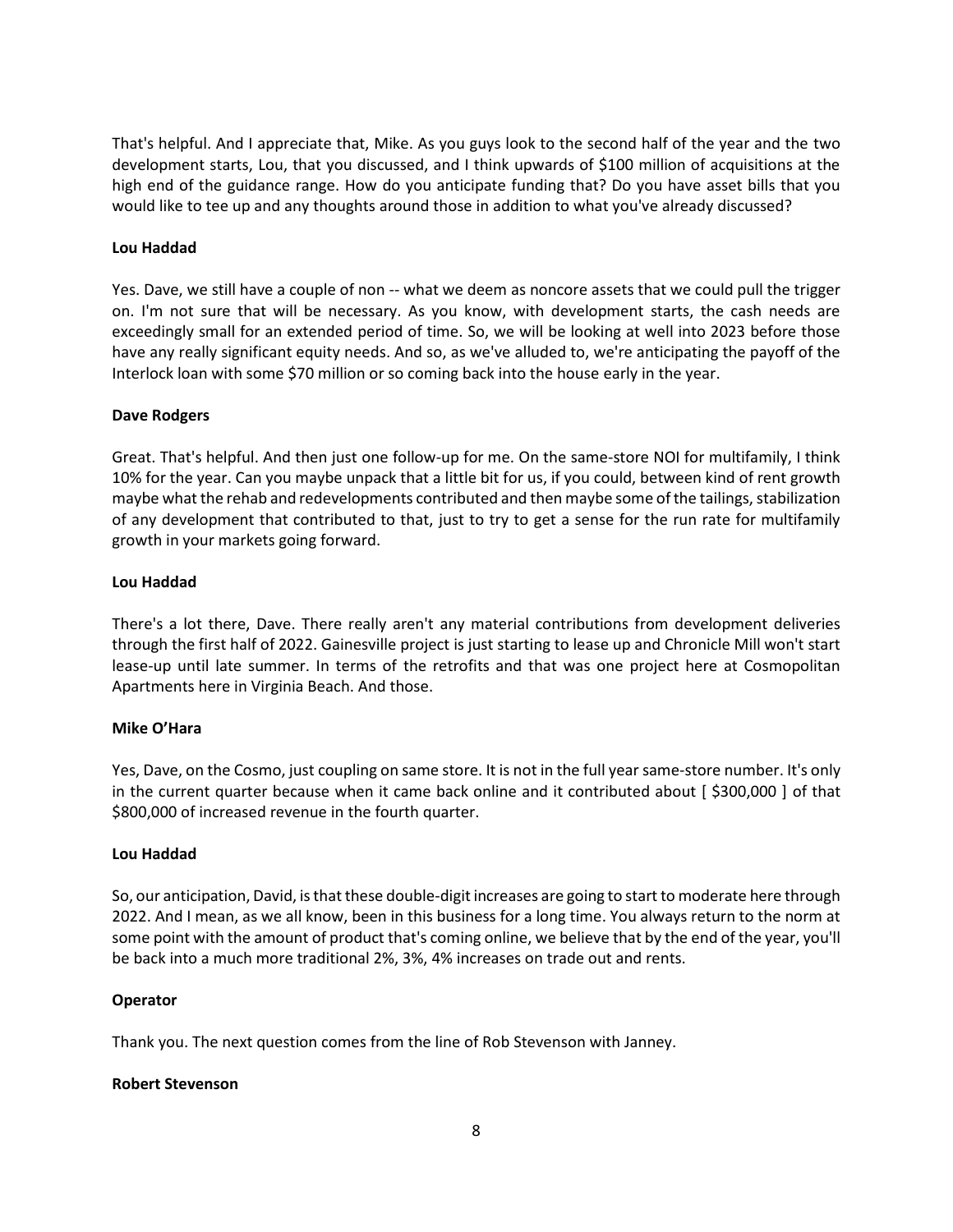That's helpful. And I appreciate that, Mike. As you guys look to the second half of the year and the two development starts, Lou, that you discussed, and I think upwards of $100 million of acquisitions at the high end of the guidance range. How do you anticipate funding that? Do you have asset bills that you would like to tee up and any thoughts around those in addition to what you've already discussed?

**Lou Haddad**

Yes. Dave, we still have a couple of non -- what we deem as noncore assets that we could pull the trigger on. I'm not sure that will be necessary. As you know, with development starts, the cash needs are exceedingly small for an extended period of time. So, we will be looking at well into 2023 before those have any really significant equity needs. And so, as we've alluded to, we're anticipating the payoff of the Interlock loan with some $70 million or so coming back into the house early in the year.

**Dave Rodgers**

Great. That's helpful. And then just one follow-up for me. On the same-store NOI for multifamily, I think 10% for the year. Can you maybe unpack that a little bit for us, if you could, between kind of rent growth maybe what the rehab and redevelopments contributed and then maybe some of the tailings, stabilization of any development that contributed to that, just to try to get a sense for the run rate for multifamily growth in your markets going forward.

**Lou Haddad**

There's a lot there, Dave. There really aren't any material contributions from development deliveries through the first half of 2022. Gainesville project is just starting to lease up and Chronicle Mill won't start lease-up until late summer. In terms of the retrofits and that was one project here at Cosmopolitan Apartments here in Virginia Beach. And those.

**Mike O'Hara**

Yes, Dave, on the Cosmo, just coupling on same store. It is not in the full year same-store number. It's only in the current quarter because when it came back online and it contributed about [ $300,000 ] of that $800,000 of increased revenue in the fourth quarter.

**Lou Haddad**

So, our anticipation, David, is that these double-digit increases are going to start to moderate here through 2022. And I mean, as we all know, been in this business for a long time. You always return to the norm at some point with the amount of product that's coming online, we believe that by the end of the year, you'll be back into a much more traditional 2%, 3%, 4% increases on trade out and rents.

**Operator**

Thank you. The next question comes from the line of Rob Stevenson with Janney.

**Robert Stevenson**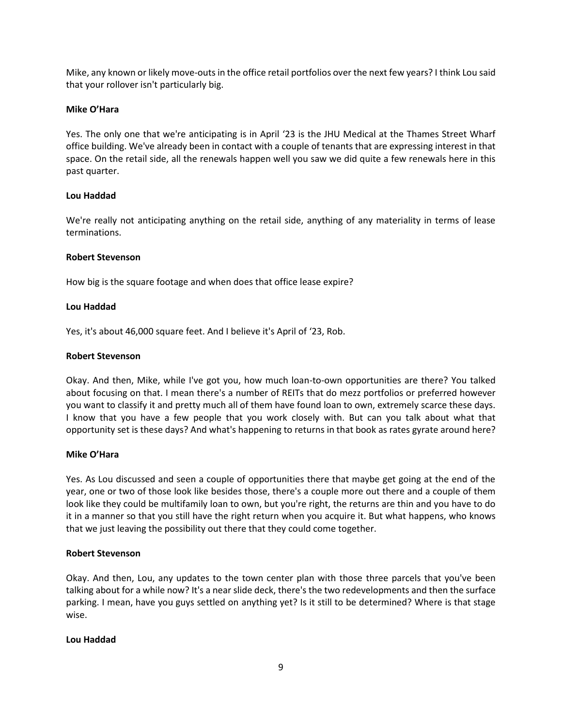Mike, any known or likely move-outs in the office retail portfolios over the next few years? I think Lou said that your rollover isn't particularly big.

**Mike O'Hara**

Yes. The only one that we're anticipating is in April '23 is the JHU Medical at the Thames Street Wharf office building. We've already been in contact with a couple of tenants that are expressing interest in that space. On the retail side, all the renewals happen well you saw we did quite a few renewals here in this past quarter.

**Lou Haddad**

We're really not anticipating anything on the retail side, anything of any materiality in terms of lease terminations.

**Robert Stevenson**

How big is the square footage and when does that office lease expire?

**Lou Haddad**

Yes, it's about 46,000 square feet. And I believe it's April of '23, Rob.

**Robert Stevenson**

Okay. And then, Mike, while I've got you, how much loan-to-own opportunities are there? You talked about focusing on that. I mean there's a number of REITs that do mezz portfolios or preferred however you want to classify it and pretty much all of them have found loan to own, extremely scarce these days. I know that you have a few people that you work closely with. But can you talk about what that opportunity set is these days? And what's happening to returns in that book as rates gyrate around here?

**Mike O'Hara**

Yes. As Lou discussed and seen a couple of opportunities there that maybe get going at the end of the year, one or two of those look like besides those, there's a couple more out there and a couple of them look like they could be multifamily loan to own, but you're right, the returns are thin and you have to do it in a manner so that you still have the right return when you acquire it. But what happens, who knows that we just leaving the possibility out there that they could come together.

**Robert Stevenson**

Okay. And then, Lou, any updates to the town center plan with those three parcels that you've been talking about for a while now? It's a near slide deck, there's the two redevelopments and then the surface parking. I mean, have you guys settled on anything yet? Is it still to be determined? Where is that stage wise.

**Lou Haddad**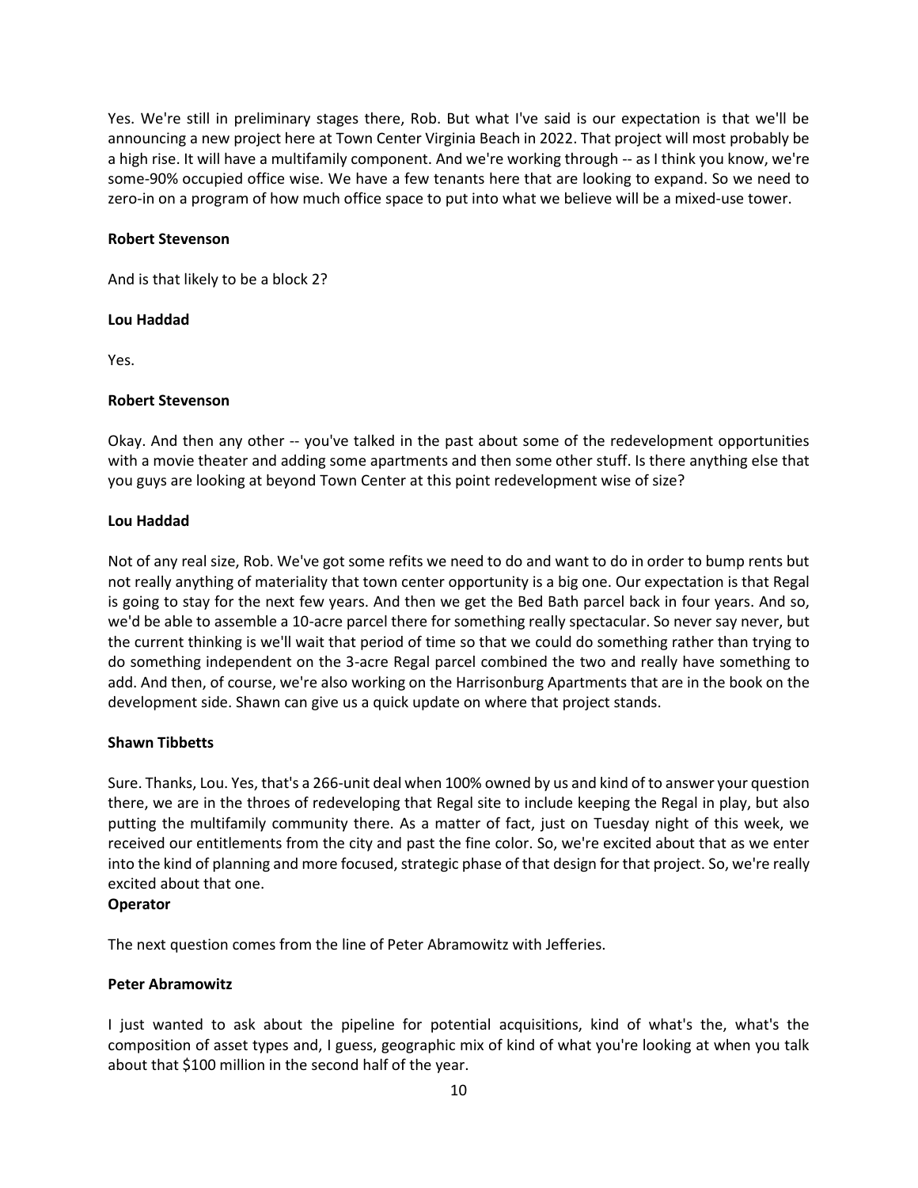Yes. We're still in preliminary stages there, Rob. But what I've said is our expectation is that we'll be announcing a new project here at Town Center Virginia Beach in 2022. That project will most probably be a high rise. It will have a multifamily component. And we're working through -- as I think you know, we're some-90% occupied office wise. We have a few tenants here that are looking to expand. So we need to zero-in on a program of how much office space to put into what we believe will be a mixed-use tower.

**Robert Stevenson**

And is that likely to be a block 2?

**Lou Haddad**

Yes.

**Robert Stevenson**

Okay. And then any other -- you've talked in the past about some of the redevelopment opportunities with a movie theater and adding some apartments and then some other stuff. Is there anything else that you guys are looking at beyond Town Center at this point redevelopment wise of size?

**Lou Haddad**

Not of any real size, Rob. We've got some refits we need to do and want to do in order to bump rents but not really anything of materiality that town center opportunity is a big one. Our expectation is that Regal is going to stay for the next few years. And then we get the Bed Bath parcel back in four years. And so, we'd be able to assemble a 10-acre parcel there for something really spectacular. So never say never, but the current thinking is we'll wait that period of time so that we could do something rather than trying to do something independent on the 3-acre Regal parcel combined the two and really have something to add. And then, of course, we're also working on the Harrisonburg Apartments that are in the book on the development side. Shawn can give us a quick update on where that project stands.

**Shawn Tibbetts**

Sure. Thanks, Lou. Yes, that's a 266-unit deal when 100% owned by us and kind of to answer your question there, we are in the throes of redeveloping that Regal site to include keeping the Regal in play, but also putting the multifamily community there. As a matter of fact, just on Tuesday night of this week, we received our entitlements from the city and past the fine color. So, we're excited about that as we enter into the kind of planning and more focused, strategic phase of that design for that project. So, we're really excited about that one.

**Operator**

The next question comes from the line of Peter Abramowitz with Jefferies.

**Peter Abramowitz**

I just wanted to ask about the pipeline for potential acquisitions, kind of what's the, what's the composition of asset types and, I guess, geographic mix of kind of what you're looking at when you talk about that $100 million in the second half of the year.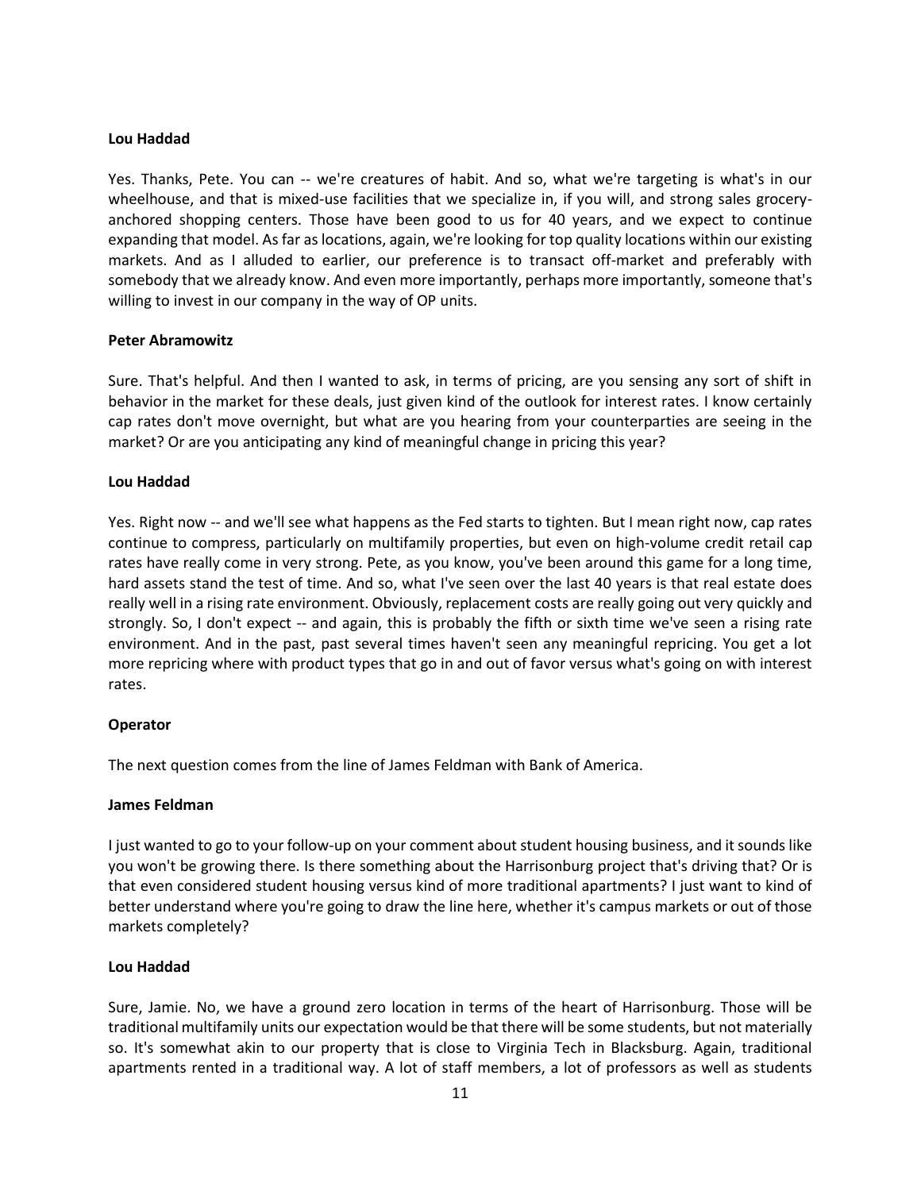**Lou Haddad**

Yes. Thanks, Pete. You can -- we're creatures of habit. And so, what we're targeting is what's in our wheelhouse, and that is mixed-use facilities that we specialize in, if you will, and strong sales grocery-anchored shopping centers. Those have been good to us for 40 years, and we expect to continue expanding that model. As far as locations, again, we're looking for top quality locations within our existing markets. And as I alluded to earlier, our preference is to transact off-market and preferably with somebody that we already know. And even more importantly, perhaps more importantly, someone that's willing to invest in our company in the way of OP units.

**Peter Abramowitz**

Sure. That's helpful. And then I wanted to ask, in terms of pricing, are you sensing any sort of shift in behavior in the market for these deals, just given kind of the outlook for interest rates. I know certainly cap rates don't move overnight, but what are you hearing from your counterparties are seeing in the market? Or are you anticipating any kind of meaningful change in pricing this year?

**Lou Haddad**

Yes. Right now -- and we'll see what happens as the Fed starts to tighten. But I mean right now, cap rates continue to compress, particularly on multifamily properties, but even on high-volume credit retail cap rates have really come in very strong. Pete, as you know, you've been around this game for a long time, hard assets stand the test of time. And so, what I've seen over the last 40 years is that real estate does really well in a rising rate environment. Obviously, replacement costs are really going out very quickly and strongly. So, I don't expect -- and again, this is probably the fifth or sixth time we've seen a rising rate environment. And in the past, past several times haven't seen any meaningful repricing. You get a lot more repricing where with product types that go in and out of favor versus what's going on with interest rates.

**Operator**

The next question comes from the line of James Feldman with Bank of America.

**James Feldman**

I just wanted to go to your follow-up on your comment about student housing business, and it sounds like you won't be growing there. Is there something about the Harrisonburg project that's driving that? Or is that even considered student housing versus kind of more traditional apartments? I just want to kind of better understand where you're going to draw the line here, whether it's campus markets or out of those markets completely?

**Lou Haddad**

Sure, Jamie. No, we have a ground zero location in terms of the heart of Harrisonburg. Those will be traditional multifamily units our expectation would be that there will be some students, but not materially so. It's somewhat akin to our property that is close to Virginia Tech in Blacksburg. Again, traditional apartments rented in a traditional way. A lot of staff members, a lot of professors as well as students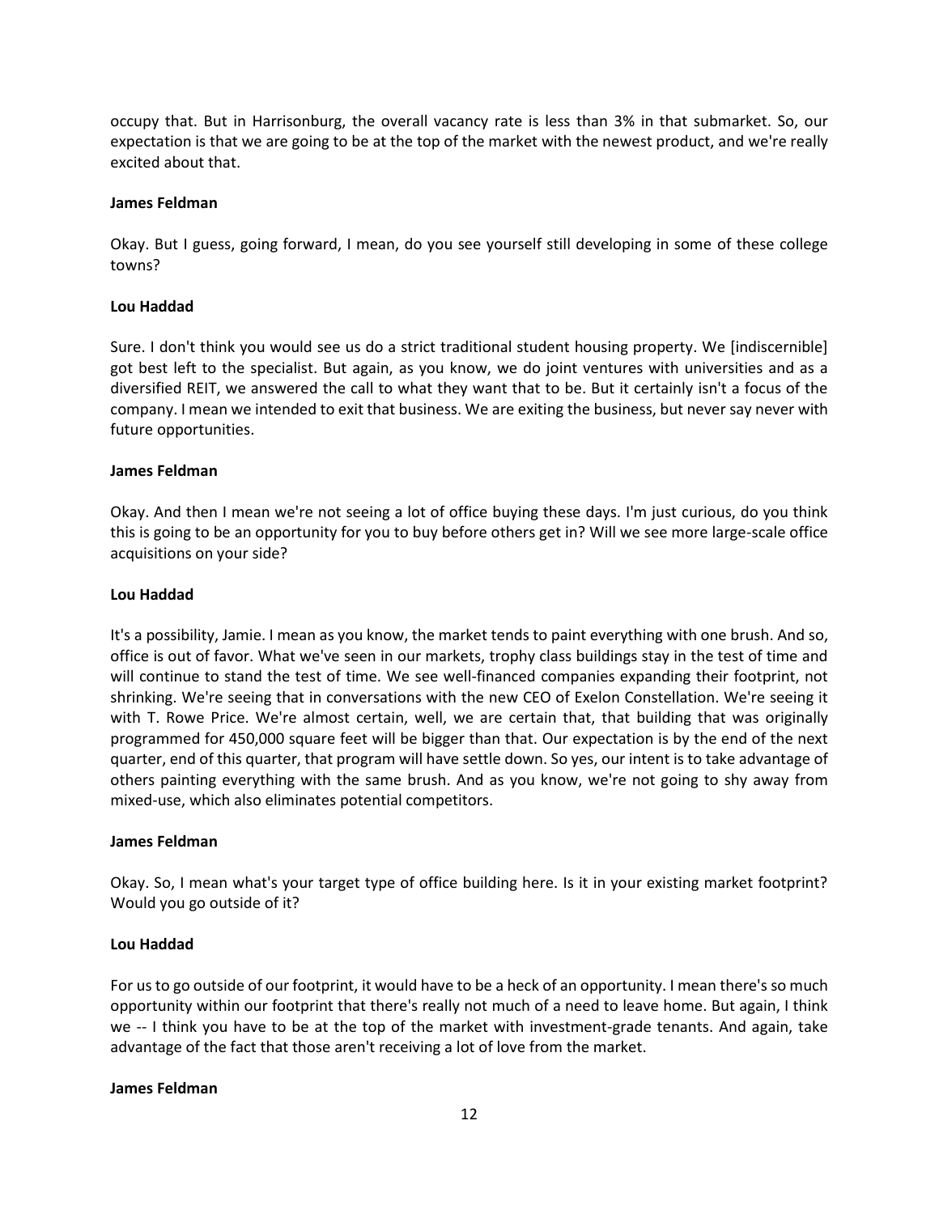occupy that. But in Harrisonburg, the overall vacancy rate is less than 3% in that submarket. So, our expectation is that we are going to be at the top of the market with the newest product, and we're really excited about that.

**James Feldman**

Okay. But I guess, going forward, I mean, do you see yourself still developing in some of these college towns?

**Lou Haddad**

Sure. I don't think you would see us do a strict traditional student housing property. We [indiscernible] got best left to the specialist. But again, as you know, we do joint ventures with universities and as a diversified REIT, we answered the call to what they want that to be. But it certainly isn't a focus of the company. I mean we intended to exit that business. We are exiting the business, but never say never with future opportunities.

**James Feldman**

Okay. And then I mean we're not seeing a lot of office buying these days. I'm just curious, do you think this is going to be an opportunity for you to buy before others get in? Will we see more large-scale office acquisitions on your side?

**Lou Haddad**

It's a possibility, Jamie. I mean as you know, the market tends to paint everything with one brush. And so, office is out of favor. What we've seen in our markets, trophy class buildings stay in the test of time and will continue to stand the test of time. We see well-financed companies expanding their footprint, not shrinking. We're seeing that in conversations with the new CEO of Exelon Constellation. We're seeing it with T. Rowe Price. We're almost certain, well, we are certain that, that building that was originally programmed for 450,000 square feet will be bigger than that. Our expectation is by the end of the next quarter, end of this quarter, that program will have settle down. So yes, our intent is to take advantage of others painting everything with the same brush. And as you know, we're not going to shy away from mixed-use, which also eliminates potential competitors.

**James Feldman**

Okay. So, I mean what's your target type of office building here. Is it in your existing market footprint? Would you go outside of it?

**Lou Haddad**

For us to go outside of our footprint, it would have to be a heck of an opportunity. I mean there's so much opportunity within our footprint that there's really not much of a need to leave home. But again, I think we -- I think you have to be at the top of the market with investment-grade tenants. And again, take advantage of the fact that those aren't receiving a lot of love from the market.

**James Feldman**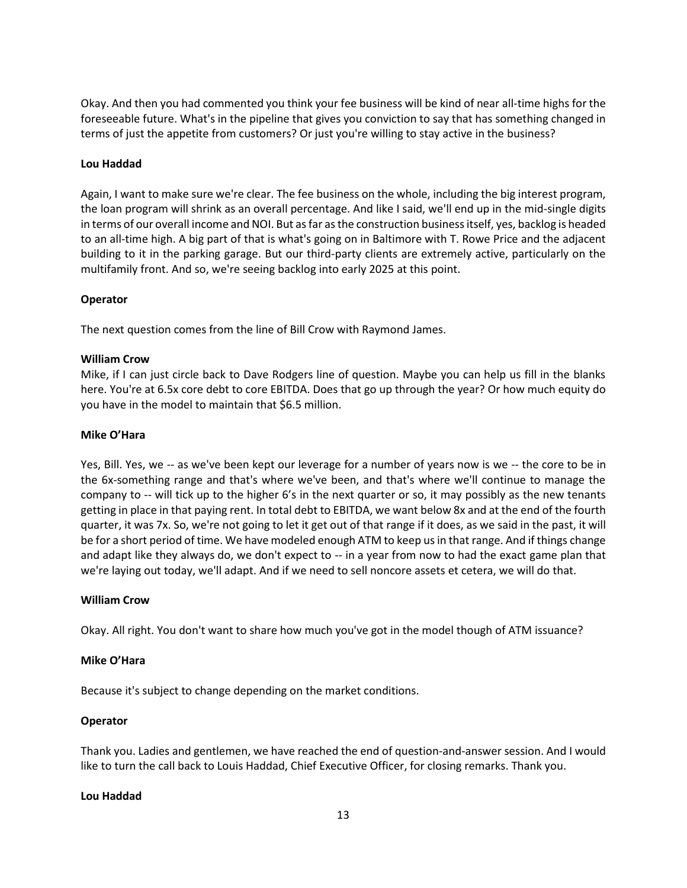Okay. And then you had commented you think your fee business will be kind of near all-time highs for the foreseeable future. What's in the pipeline that gives you conviction to say that has something changed in terms of just the appetite from customers? Or just you're willing to stay active in the business?

**Lou Haddad**

Again, I want to make sure we're clear. The fee business on the whole, including the big interest program, the loan program will shrink as an overall percentage. And like I said, we'll end up in the mid-single digits in terms of our overall income and NOI. But as far as the construction business itself, yes, backlog is headed to an all-time high. A big part of that is what's going on in Baltimore with T. Rowe Price and the adjacent building to it in the parking garage. But our third-party clients are extremely active, particularly on the multifamily front. And so, we're seeing backlog into early 2025 at this point.

**Operator**

The next question comes from the line of Bill Crow with Raymond James.

**William Crow**

Mike, if I can just circle back to Dave Rodgers line of question. Maybe you can help us fill in the blanks here. You're at 6.5x core debt to core EBITDA. Does that go up through the year? Or how much equity do you have in the model to maintain that $6.5 million.

**Mike O'Hara**

Yes, Bill. Yes, we -- as we've been kept our leverage for a number of years now is we -- the core to be in the 6x-something range and that's where we've been, and that's where we'll continue to manage the company to -- will tick up to the higher 6's in the next quarter or so, it may possibly as the new tenants getting in place in that paying rent. In total debt to EBITDA, we want below 8x and at the end of the fourth quarter, it was 7x. So, we're not going to let it get out of that range if it does, as we said in the past, it will be for a short period of time. We have modeled enough ATM to keep us in that range. And if things change and adapt like they always do, we don't expect to -- in a year from now to had the exact game plan that we're laying out today, we'll adapt. And if we need to sell noncore assets et cetera, we will do that.

**William Crow**

Okay. All right. You don't want to share how much you've got in the model though of ATM issuance?

**Mike O'Hara**

Because it's subject to change depending on the market conditions.

**Operator**

Thank you. Ladies and gentlemen, we have reached the end of question-and-answer session. And I would like to turn the call back to Louis Haddad, Chief Executive Officer, for closing remarks. Thank you.

**Lou Haddad**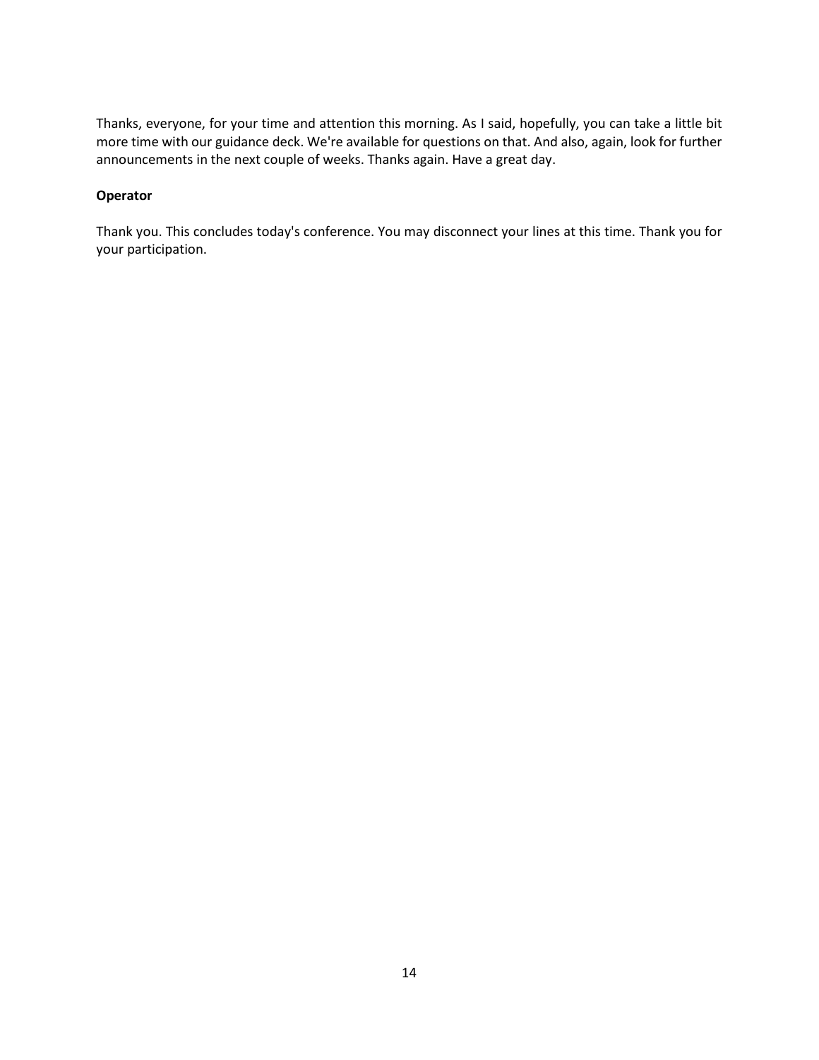Thanks, everyone, for your time and attention this morning. As I said, hopefully, you can take a little bit more time with our guidance deck. We're available for questions on that. And also, again, look for further announcements in the next couple of weeks. Thanks again. Have a great day.

**Operator**

Thank you. This concludes today's conference. You may disconnect your lines at this time. Thank you for your participation.